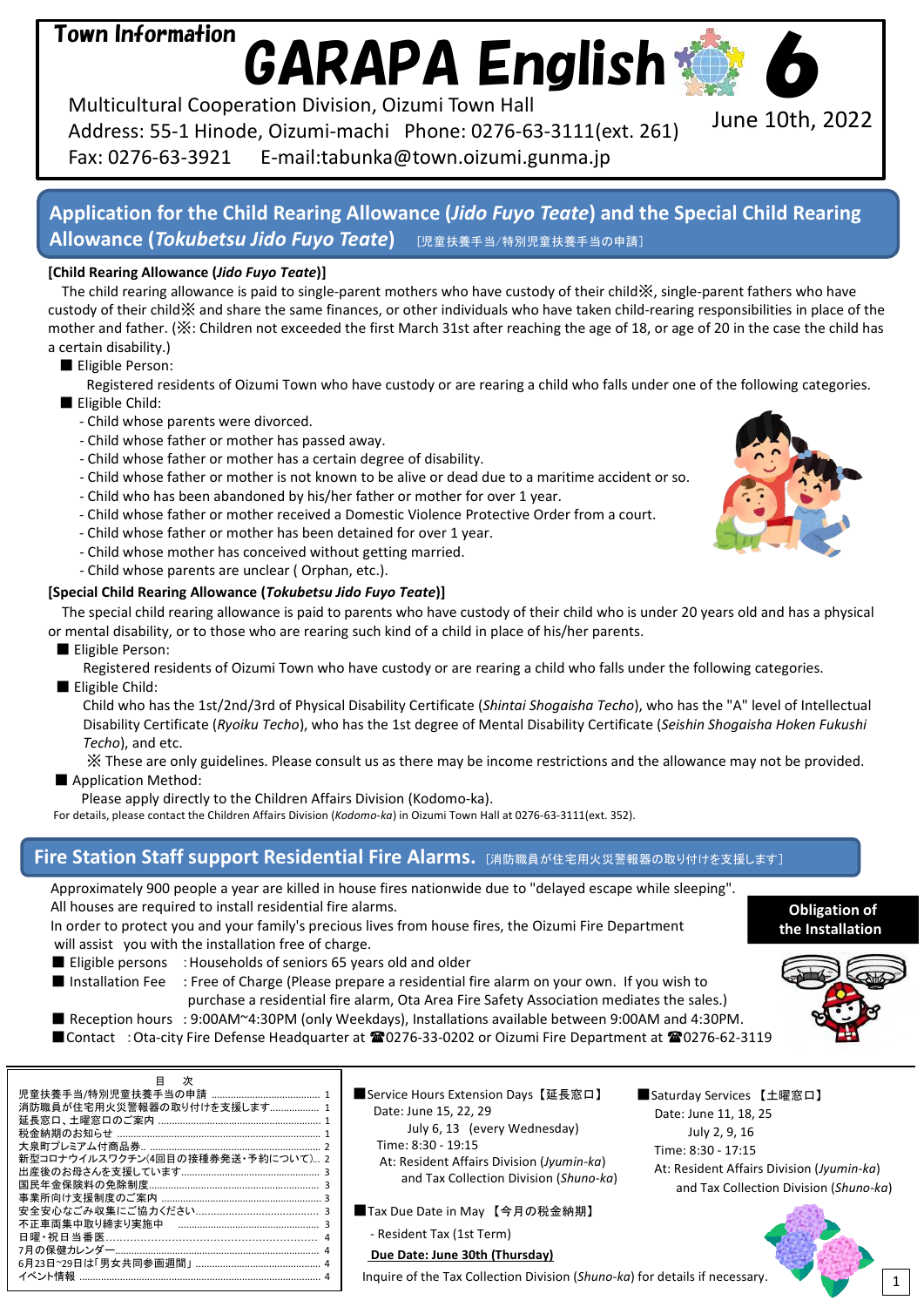Town Information

# GARAPA English 6

Multicultural Cooperation Division, Oizumi Town Hall
Address: 55-1 Hinode, Oizumi-machi Phone: 0276-63-3111(ext. 261)
Fax: 0276-63-3921 E-mail:tabunka@town.oizumi.gunma.jp

June 10th, 2022

## Application for the Child Rearing Allowance (*Jido Fuyo Teate*) and the Special Child Rearing Allowance (*Tokubetsu Jido Fuyo Teate*) [児童扶養手当/特別児童扶養手当の申請]

**[Child Rearing Allowance (*Jido Fuyo Teate*)]**

The child rearing allowance is paid to single-parent mothers who have custody of their child※, single-parent fathers who have custody of their child※ and share the same finances, or other individuals who have taken child-rearing responsibilities in place of the mother and father. (※: Children not exceeded the first March 31st after reaching the age of 18, or age of 20 in the case the child has a certain disability.)

■ Eligible Person:

Registered residents of Oizumi Town who have custody or are rearing a child who falls under one of the following categories.

■ Eligible Child:

- Child whose parents were divorced.
- Child whose father or mother has passed away.
- Child whose father or mother has a certain degree of disability.
- Child whose father or mother is not known to be alive or dead due to a maritime accident or so.
- Child who has been abandoned by his/her father or mother for over 1 year.
- Child whose father or mother received a Domestic Violence Protective Order from a court.
- Child whose father or mother has been detained for over 1 year.
- Child whose mother has conceived without getting married.
- Child whose parents are unclear ( Orphan, etc.).

**[Special Child Rearing Allowance (*Tokubetsu Jido Fuyo Teate*)]**

The special child rearing allowance is paid to parents who have custody of their child who is under 20 years old and has a physical or mental disability, or to those who are rearing such kind of a child in place of his/her parents.

■ Eligible Person:

Registered residents of Oizumi Town who have custody or are rearing a child who falls under the following categories.

■ Eligible Child:

Child who has the 1st/2nd/3rd of Physical Disability Certificate (*Shintai Shogaisha Techo*), who has the "A" level of Intellectual Disability Certificate (*Ryoiku Techo*), who has the 1st degree of Mental Disability Certificate (*Seishin Shogaisha Hoken Fukushi Techo*), and etc.

※ These are only guidelines. Please consult us as there may be income restrictions and the allowance may not be provided.

■ Application Method:

Please apply directly to the Children Affairs Division (Kodomo-ka).

For details, please contact the Children Affairs Division (*Kodomo-ka*) in Oizumi Town Hall at 0276-63-3111(ext. 352).

## Fire Station Staff support Residential Fire Alarms. [消防職員が住宅用火災警報器の取り付けを支援します]

**Obligation of the Installation**

Approximately 900 people a year are killed in house fires nationwide due to "delayed escape while sleeping". All houses are required to install residential fire alarms.
In order to protect you and your family's precious lives from house fires, the Oizumi Fire Department will assist you with the installation free of charge.

■ Eligible persons : Households of seniors 65 years old and older
■ Installation Fee : Free of Charge (Please prepare a residential fire alarm on your own. If you wish to purchase a residential fire alarm, Ota Area Fire Safety Association mediates the sales.)
■ Reception hours : 9:00AM~4:30PM (only Weekdays), Installations available between 9:00AM and 4:30PM.
■ Contact : Ota-city Fire Defense Headquarter at ☎0276-33-0202 or Oizumi Fire Department at ☎0276-62-3119

**目　次**

| | |
|---|---|
| 児童扶養手当/特別児童扶養手当の申請 | 1 |
| 消防職員が住宅用火災警報器の取り付けを支援します | 1 |
| 延長窓口、土曜窓口のご案内 | 1 |
| 税金納期のお知らせ | 1 |
| 大泉町プレミアム付商品券 | 2 |
| 新型コロナウイルスワクチン(4回目の接種券発送・予約について) | 2 |
| 出産後のお母さんを支援しています | 3 |
| 国民年金保険料の免除制度 | 3 |
| 事業所向け支援制度のご案内 | 3 |
| 安全安心なごみ収集にご協力ください | 3 |
| 不正車両集中取り締まり実施中 | 3 |
| 日曜・祝日当番医 | 4 |
| 7月の保健カレンダー | 4 |
| 6月23日~29日は「男女共同参画週間」 | 4 |
| イベント情報 | 4 |

■Service Hours Extension Days【延長窓口】

Date: June 15, 22, 29
July 6, 13 (every Wednesday)
Time: 8:30 - 19:15
At: Resident Affairs Division (*Jyumin-ka*) and Tax Collection Division (*Shuno-ka*)

■Saturday Services 【土曜窓口】

Date: June 11, 18, 25
July 2, 9, 16
Time: 8:30 - 17:15
At: Resident Affairs Division (*Jyumin-ka*) and Tax Collection Division (*Shuno-ka*)

■Tax Due Date in May 【今月の税金納期】

- Resident Tax (1st Term)

**Due Date: June 30th (Thursday)**

Inquire of the Tax Collection Division (*Shuno-ka*) for details if necessary.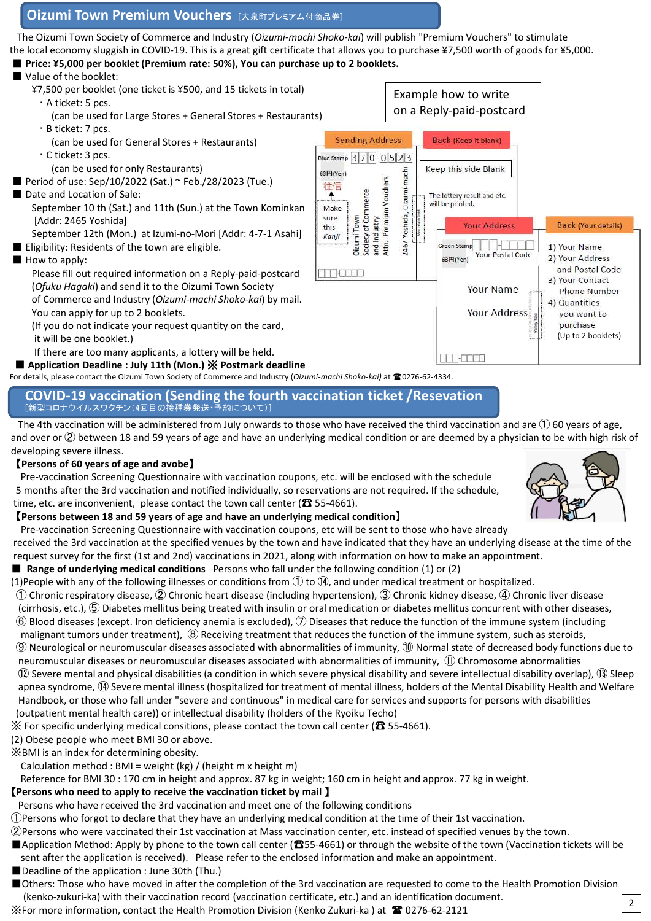## Oizumi Town Premium Vouchers [大泉町プレミアム付商品券]

The Oizumi Town Society of Commerce and Industry (*Oizumi-machi Shoko-kai*) will publish "Premium Vouchers" to stimulate the local economy sluggish in COVID-19. This is a great gift certificate that allows you to purchase ¥7,500 worth of goods for ¥5,000.

- **Price: ¥5,000 per booklet (Premium rate: 50%), You can purchase up to 2 booklets.**
- Value of the booklet:
  ¥7,500 per booklet (one ticket is ¥500, and 15 tickets in total)
  - A ticket: 5 pcs.
    (can be used for Large Stores + General Stores + Restaurants)
  - B ticket: 7 pcs.
    (can be used for General Stores + Restaurants)
  - C ticket: 3 pcs.
    (can be used for only Restaurants)
- Period of use: Sep/10/2022 (Sat.) ~ Feb./28/2023 (Tue.)
- Date and Location of Sale:
  September 10 th (Sat.) and 11th (Sun.) at the Town Kominkan [Addr: 2465 Yoshida]
  September 12th (Mon.) at Izumi-no-Mori [Addr: 4-7-1 Asahi]
- Eligibility: Residents of the town are eligible.
- How to apply:
  Please fill out required information on a Reply-paid-postcard (*Ofuku Hagaki*) and send it to the Oizumi Town Society of Commerce and Industry (*Oizumi-machi Shoko-kai*) by mail.
  You can apply for up to 2 booklets.
  (If you do not indicate your request quantity on the card, it will be one booklet.)
  If there are too many applicants, a lottery will be held.
- **Application Deadline : July 11th (Mon.) ※ Postmark deadline**

**Example how to write on a Reply-paid-postcard**

Sending Address: Blue Stamp 63円(Yen); 370-0523; 往信 (Make sure this Kanji); Oizumi Town Society of Commerce and Industry Attn.: Premium Vouchers; 2467 Yoshida, Oizumi-machi

Back (Keep it blank): Keep this side Blank. The lottery result and etc. will be printed.

Your Address: Green Stamp 63円(Yen); Your Postal Code; Your Name; Your Address

Back (Your details): 1) Your Name 2) Your Address and Postal Code 3) Your Contact Phone Number 4) Quantities you want to purchase (Up to 2 booklets)

For details, please contact the Oizumi Town Society of Commerce and Industry (*Oizumi-machi Shoko-kai*) at ☎0276-62-4334.

## COVID-19 vaccination (Sending the fourth vaccination ticket /Resevation

[新型コロナウイルスワクチン（4回目の接種券発送・予約について）]

The 4th vaccination will be administered from July onwards to those who have received the third vaccination and are ① 60 years of age, and over or ② between 18 and 59 years of age and have an underlying medical condition or are deemed by a physician to be with high risk of developing severe illness.

**【Persons of 60 years of age and avobe】**

Pre-vaccination Screening Questionnaire with vaccination coupons, etc. will be enclosed with the schedule 5 months after the 3rd vaccination and notified individually, so reservations are not required. If the schedule, time, etc. are inconvenient, please contact the town call center (☎ 55-4661).

**【Persons between 18 and 59 years of age and have an underlying medical condition】**

Pre-vaccination Screening Questionnaire with vaccination coupons, etc will be sent to those who have already received the 3rd vaccination at the specified venues by the town and have indicated that they have an underlying disease at the time of the request survey for the first (1st and 2nd) vaccinations in 2021, along with information on how to make an appointment.

- **Range of underlying medical conditions** Persons who fall under the following condition (1) or (2)

(1)People with any of the following illnesses or conditions from ① to ⑭, and under medical treatment or hospitalized.

① Chronic respiratory disease, ② Chronic heart disease (including hypertension), ③ Chronic kidney disease, ④ Chronic liver disease (cirrhosis, etc.), ⑤ Diabetes mellitus being treated with insulin or oral medication or diabetes mellitus concurrent with other diseases, ⑥ Blood diseases (except. Iron deficiency anemia is excluded), ⑦ Diseases that reduce the function of the immune system (including malignant tumors under treatment), ⑧ Receiving treatment that reduces the function of the immune system, such as steroids, ⑨ Neurological or neuromuscular diseases associated with abnormalities of immunity, ⑩ Normal state of decreased body functions due to neuromuscular diseases or neuromuscular diseases associated with abnormalities of immunity, ⑪ Chromosome abnormalities ⑫ Severe mental and physical disabilities (a condition in which severe physical disability and severe intellectual disability overlap), ⑬ Sleep apnea syndrome, ⑭ Severe mental illness (hospitalized for treatment of mental illness, holders of the Mental Disability Health and Welfare Handbook, or those who fall under "severe and continuous" in medical care for services and supports for persons with disabilities (outpatient mental health care)) or intellectual disability (holders of the Ryoiku Techo)

※ For specific underlying medical consitions, please contact the town call center (☎ 55-4661).

(2) Obese people who meet BMI 30 or above.

※BMI is an index for determining obesity.

Calculation method : BMI = weight (kg) / (height m x height m)

Reference for BMI 30 : 170 cm in height and approx. 87 kg in weight; 160 cm in height and approx. 77 kg in weight.

**【Persons who need to apply to receive the vaccination ticket by mail 】**

Persons who have received the 3rd vaccination and meet one of the following conditions

①Persons who forgot to declare that they have an underlying medical condition at the time of their 1st vaccination.

②Persons who were vaccinated their 1st vaccination at Mass vaccination center, etc. instead of specified venues by the town.

- Application Method: Apply by phone to the town call center (☎55-4661) or through the website of the town (Vaccination tickets will be sent after the application is received). Please refer to the enclosed information and make an appointment.
- Deadline of the application : June 30th (Thu.)
- Others: Those who have moved in after the completion of the 3rd vaccination are requested to come to the Health Promotion Division (kenko-zukuri-ka) with their vaccination record (vaccination certificate, etc.) and an identification document.

※For more information, contact the Health Promotion Division (Kenko Zukuri-ka ) at ☎ 0276-62-2121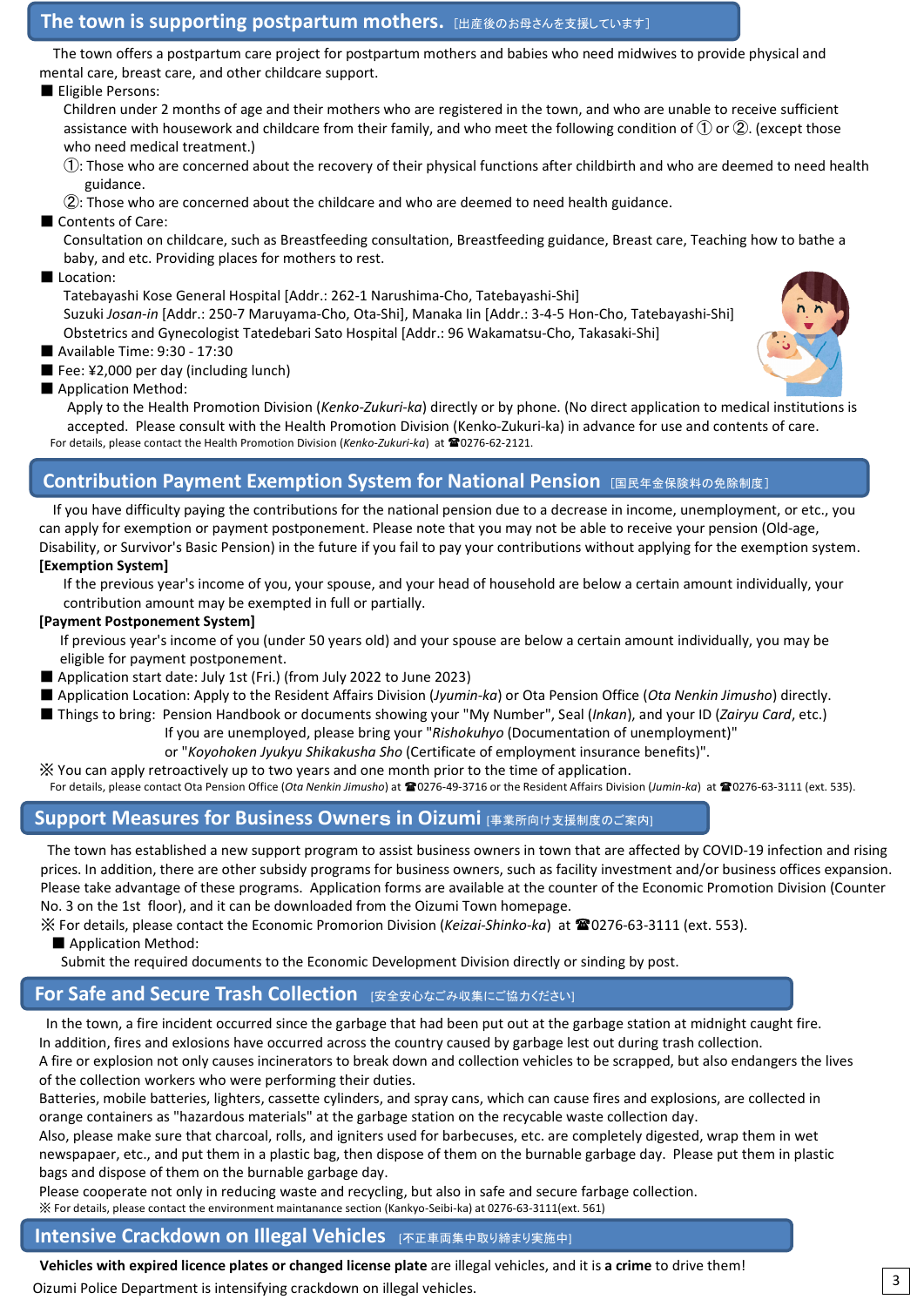## The town is supporting postpartum mothers. [出産後のお母さんを支援しています]

The town offers a postpartum care project for postpartum mothers and babies who need midwives to provide physical and mental care, breast care, and other childcare support.

■ Eligible Persons:

Children under 2 months of age and their mothers who are registered in the town, and who are unable to receive sufficient assistance with housework and childcare from their family, and who meet the following condition of ① or ②. (except those who need medical treatment.)

①: Those who are concerned about the recovery of their physical functions after childbirth and who are deemed to need health guidance.

②: Those who are concerned about the childcare and who are deemed to need health guidance.

■ Contents of Care:

Consultation on childcare, such as Breastfeeding consultation, Breastfeeding guidance, Breast care, Teaching how to bathe a baby, and etc. Providing places for mothers to rest.

■ Location:

Tatebayashi Kose General Hospital [Addr.: 262-1 Narushima-Cho, Tatebayashi-Shi]
Suzuki *Josan-in* [Addr.: 250-7 Maruyama-Cho, Ota-Shi], Manaka Iin [Addr.: 3-4-5 Hon-Cho, Tatebayashi-Shi]
Obstetrics and Gynecologist Tatedebari Sato Hospital [Addr.: 96 Wakamatsu-Cho, Takasaki-Shi]

■ Available Time: 9:30 - 17:30

■ Fee: ¥2,000 per day (including lunch)

■ Application Method:

Apply to the Health Promotion Division (*Kenko-Zukuri-ka*) directly or by phone. (No direct application to medical institutions is accepted. Please consult with the Health Promotion Division (Kenko-Zukuri-ka) in advance for use and contents of care.

For details, please contact the Health Promotion Division (*Kenko-Zukuri-ka*) at ☎0276-62-2121.

## Contribution Payment Exemption System for National Pension [国民年金保険料の免除制度]

If you have difficulty paying the contributions for the national pension due to a decrease in income, unemployment, or etc., you can apply for exemption or payment postponement. Please note that you may not be able to receive your pension (Old-age, Disability, or Survivor's Basic Pension) in the future if you fail to pay your contributions without applying for the exemption system.

**[Exemption System]**

If the previous year's income of you, your spouse, and your head of household are below a certain amount individually, your contribution amount may be exempted in full or partially.

**[Payment Postponement System]**

If previous year's income of you (under 50 years old) and your spouse are below a certain amount individually, you may be eligible for payment postponement.

■ Application start date: July 1st (Fri.) (from July 2022 to June 2023)

■ Application Location: Apply to the Resident Affairs Division (*Jyumin-ka*) or Ota Pension Office (*Ota Nenkin Jimusho*) directly.

■ Things to bring: Pension Handbook or documents showing your "My Number", Seal (*Inkan*), and your ID (*Zairyu Card*, etc.)
If you are unemployed, please bring your "*Rishokuhyo* (Documentation of unemployment)"
or "*Koyohoken Jyukyu Shikakusha Sho* (Certificate of employment insurance benefits)".

※ You can apply retroactively up to two years and one month prior to the time of application.

For details, please contact Ota Pension Office (*Ota Nenkin Jimusho*) at ☎0276-49-3716 or the Resident Affairs Division (*Jumin-ka*) at ☎0276-63-3111 (ext. 535).

## Support Measures for Business Owners in Oizumi [事業所向け支援制度のご案内]

The town has established a new support program to assist business owners in town that are affected by COVID-19 infection and rising prices. In addition, there are other subsidy programs for business owners, such as facility investment and/or business offices expansion. Please take advantage of these programs. Application forms are available at the counter of the Economic Promotion Division (Counter No. 3 on the 1st floor), and it can be downloaded from the Oizumi Town homepage.

※ For details, please contact the Economic Proморion Division (*Keizai-Shinko-ka*) at ☎0276-63-3111 (ext. 553).

■ Application Method:

Submit the required documents to the Economic Development Division directly or sinding by post.

## For Safe and Secure Trash Collection [安全安心なごみ収集にご協力ください]

In the town, a fire incident occurred since the garbage that had been put out at the garbage station at midnight caught fire. In addition, fires and exlosions have occurred across the country caused by garbage lest out during trash collection.

A fire or explosion not only causes incinerators to break down and collection vehicles to be scrapped, but also endangers the lives of the collection workers who were performing their duties.

Batteries, mobile batteries, lighters, cassette cylinders, and spray cans, which can cause fires and explosions, are collected in orange containers as "hazardous materials" at the garbage station on the recyclable waste collection day.

Also, please make sure that charcoal, rolls, and igniters used for barbecues, etc. are completely digested, wrap them in wet newspaper, etc., and put them in a plastic bag, then dispose of them on the burnable garbage day. Please put them in plastic bags and dispose of them on the burnable garbage day.

Please cooperate not only in reducing waste and recycling, but also in safe and secure farbage collection.

※ For details, please contact the environment maintanance section (Kankyo-Seibi-ka) at 0276-63-3111(ext. 561)

## Intensive Crackdown on Illegal Vehicles [不正車両集中取り締まり実施中]

**Vehicles with expired licence plates or changed license plate** are illegal vehicles, and it is **a crime** to drive them!

Oizumi Police Department is intensifying crackdown on illegal vehicles.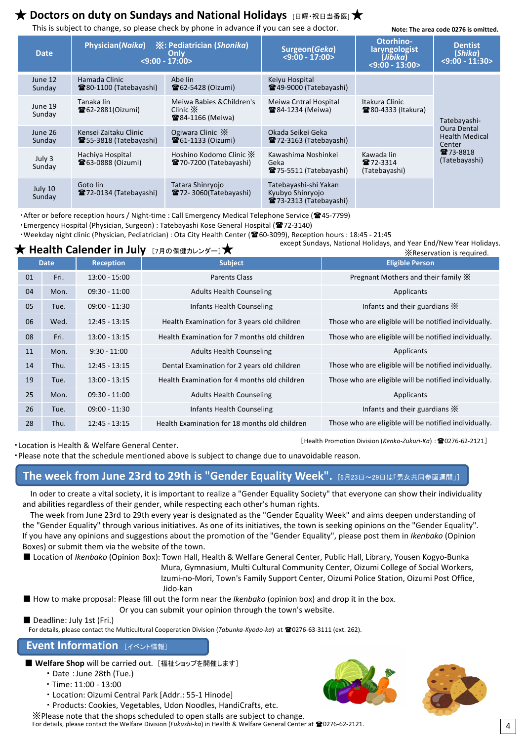## ★ Doctors on duty on Sundays and National Holidays ［日曜・祝日当番医］★

This is subject to change, so please check by phone in advance if you can see a doctor.

Note: The area code 0276 is omitted.

| Date | Physician(*Naika*) | ※: Pediatrician (*Shonika*) Only <9:00 - 17:00> | Surgeon(*Geka*) <9:00 - 17:00> | Otorhino-laryngologist (*Jibika*) <9:00 - 13:00> | Dentist (*Shika*) <9:00 - 11:30> |
|---|---|---|---|---|---|
| June 12 Sunday | Hamada Clinic ☎80-1100 (Tatebayashi) | Abe Iin ☎62-5428 (Oizumi) | Keiyu Hospital ☎49-9000 (Tatebayashi) | | Tatebayashi-Oura Dental Health Medical Center ☎73-8818 (Tatebayashi) |
| June 19 Sunday | Tanaka Iin ☎62-2881(Oizumi) | Meiwa Babies &Children's Clinic ※ ☎84-1166 (Meiwa) | Meiwa Cntral Hospital ☎84-1234 (Meiwa) | Itakura Clinic ☎80-4333 (Itakura) | |
| June 26 Sunday | Kensei Zaitaku Clinic ☎55-3818 (Tatebayashi) | Ogiwara Clinic ※ ☎61-1133 (Oizumi) | Okada Seikei Geka ☎72-3163 (Tatebayashi) | | |
| July 3 Sunday | Hachiya Hospital ☎63-0888 (Oizumi) | Hoshino Kodomo Clinic ※ ☎70-7200 (Tatebayashi) | Kawashima Noshinkei Geka ☎75-5511 (Tatebayashi) | Kawada Iin ☎72-3314 (Tatebayashi) | |
| July 10 Sunday | Goto Iin ☎72-0134 (Tatebayashi) | Tatara Shinryojo ☎72- 3060(Tatebayashi) | Tatebayashi-shi Yakan Kyubyo Shinryojo ☎73-2313 (Tatebayashi) | | |

・After or before reception hours / Night-time : Call Emergency Medical Telephone Service (☎45-7799)
・Emergency Hospital (Physician, Surgeon) : Tatebayashi Kose General Hospital (☎72-3140)
・Weekday night clinic (Physician, Pediatrician) : Ota City Health Center (☎60-3099), Reception hours : 18:45 - 21:45
except Sundays, National Holidays, and Year End/New Year Holidays.

## ★ Health Calender in July ［7月の保健カレンダー］★

※Reservation is required.

| Date | | Reception | Subject | Eligible Person |
|---|---|---|---|---|
| 01 | Fri. | 13:00 - 15:00 | Parents Class | Pregnant Mothers and their family ※ |
| 04 | Mon. | 09:30 - 11:00 | Adults Health Counseling | Applicants |
| 05 | Tue. | 09:00 - 11:30 | Infants Health Counseling | Infants and their guardians ※ |
| 06 | Wed. | 12:45 - 13:15 | Health Examination for 3 years old children | Those who are eligible will be notified individually. |
| 08 | Fri. | 13:00 - 13:15 | Health Examination for 7 months old children | Those who are eligible will be notified individually. |
| 11 | Mon. | 9:30 - 11:00 | Adults Health Counseling | Applicants |
| 14 | Thu. | 12:45 - 13:15 | Dental Examination for 2 years old children | Those who are eligible will be notified individually. |
| 19 | Tue. | 13:00 - 13:15 | Health Examination for 4 months old children | Those who are eligible will be notified individually. |
| 25 | Mon. | 09:30 - 11:00 | Adults Health Counseling | Applicants |
| 26 | Tue. | 09:00 - 11:30 | Infants Health Counseling | Infants and their guardians ※ |
| 28 | Thu. | 12:45 - 13:15 | Health Examination for 18 months old children | Those who are eligible will be notified individually. |

［Health Promotion Division (*Kenko-Zukuri-Ka*) : ☎0276-62-2121］

・Location is Health & Welfare General Center.
・Please note that the schedule mentioned above is subject to change due to unavoidable reason.

## The week from June 23rd to 29th is "Gender Equality Week". ［6月23日～29日は「男女共同参画週間」］

In oder to create a vital society, it is important to realize a "Gender Equality Society" that everyone can show their individuality and abilities regardless of their gender, while respecting each other's human rights.

The week from June 23rd to 29th every year is designated as the "Gender Equality Week" and aims deepen understanding of the "Gender Equality" through various initiatives. As one of its initiatives, the town is seeking opinions on the "Gender Equality". If you have any opinions and suggestions about the promotion of the "Gender Equality", please post them in *Ikenbako* (Opinion Boxes) or submit them via the website of the town.

■ Location of *Ikenbako* (Opinion Box): Town Hall, Health & Welfare General Center, Public Hall, Library, Yousen Kogyo-Bunka Mura, Gymnasium, Multi Cultural Community Center, Oizumi College of Social Workers, Izumi-no-Mori, Town's Family Support Center, Oizumi Police Station, Oizumi Post Office, Jido-kan

■ How to make proposal: Please fill out the form near the *Ikenbako* (opinion box) and drop it in the box. Or you can submit your opinion through the town's website.

■ Deadline: July 1st (Fri.)

For details, please contact the Multicultural Cooperation Division (*Tabunka-Kyodo-ka*) at ☎0276-63-3111 (ext. 262).

## Event Information ［イベント情報］

■ **Welfare Shop** will be carried out. ［福祉ショップを開催します］

- Date : June 28th (Tue.)
- Time: 11:00 - 13:00
- Location: Oizumi Central Park [Addr.: 55-1 Hinode]
- Products: Cookies, Vegetables, Udon Noodles, HandiCrafts, etc.

※Please note that the shops scheduled to open stalls are subject to change.

For details, please contact the Welfare Division (*Fukushi-ka*) in Health & Welfare General Center at ☎0276-62-2121.